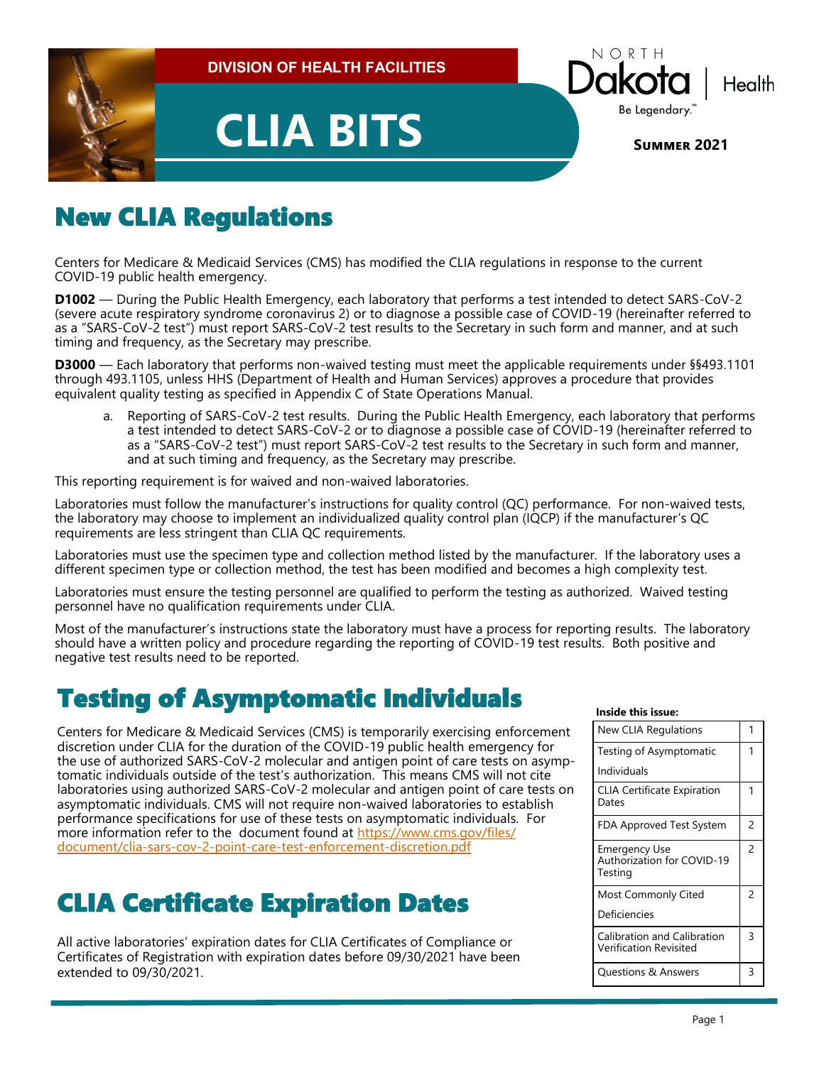DIVISION OF HEALTH FACILITIES

# CLIA BITS

NORTH Dakota | Health
Be Legendary.™

**Summer 2021**

## New CLIA Regulations

Centers for Medicare & Medicaid Services (CMS) has modified the CLIA regulations in response to the current COVID-19 public health emergency.

**D1002** — During the Public Health Emergency, each laboratory that performs a test intended to detect SARS-CoV-2 (severe acute respiratory syndrome coronavirus 2) or to diagnose a possible case of COVID-19 (hereinafter referred to as a "SARS-CoV-2 test") must report SARS-CoV-2 test results to the Secretary in such form and manner, and at such timing and frequency, as the Secretary may prescribe.

**D3000** — Each laboratory that performs non-waived testing must meet the applicable requirements under §§493.1101 through 493.1105, unless HHS (Department of Health and Human Services) approves a procedure that provides equivalent quality testing as specified in Appendix C of State Operations Manual.

a. Reporting of SARS-CoV-2 test results. During the Public Health Emergency, each laboratory that performs a test intended to detect SARS-CoV-2 or to diagnose a possible case of COVID-19 (hereinafter referred to as a "SARS-CoV-2 test") must report SARS-CoV-2 test results to the Secretary in such form and manner, and at such timing and frequency, as the Secretary may prescribe.

This reporting requirement is for waived and non-waived laboratories.

Laboratories must follow the manufacturer's instructions for quality control (QC) performance. For non-waived tests, the laboratory may choose to implement an individualized quality control plan (IQCP) if the manufacturer's QC requirements are less stringent than CLIA QC requirements.

Laboratories must use the specimen type and collection method listed by the manufacturer. If the laboratory uses a different specimen type or collection method, the test has been modified and becomes a high complexity test.

Laboratories must ensure the testing personnel are qualified to perform the testing as authorized. Waived testing personnel have no qualification requirements under CLIA.

Most of the manufacturer's instructions state the laboratory must have a process for reporting results. The laboratory should have a written policy and procedure regarding the reporting of COVID-19 test results. Both positive and negative test results need to be reported.

## Testing of Asymptomatic Individuals

Centers for Medicare & Medicaid Services (CMS) is temporarily exercising enforcement discretion under CLIA for the duration of the COVID-19 public health emergency for the use of authorized SARS-CoV-2 molecular and antigen point of care tests on asymptomatic individuals outside of the test's authorization. This means CMS will not cite laboratories using authorized SARS-CoV-2 molecular and antigen point of care tests on asymptomatic individuals. CMS will not require non-waived laboratories to establish performance specifications for use of these tests on asymptomatic individuals. For more information refer to the document found at https://www.cms.gov/files/document/clia-sars-cov-2-point-care-test-enforcement-discretion.pdf

## CLIA Certificate Expiration Dates

All active laboratories' expiration dates for CLIA Certificates of Compliance or Certificates of Registration with expiration dates before 09/30/2021 have been extended to 09/30/2021.

**Inside this issue:**

| | |
|---|---|
| New CLIA Regulations | 1 |
| Testing of Asymptomatic Individuals | 1 |
| CLIA Certificate Expiration Dates | 1 |
| FDA Approved Test System | 2 |
| Emergency Use Authorization for COVID-19 Testing | 2 |
| Most Commonly Cited Deficiencies | 2 |
| Calibration and Calibration Verification Revisited | 3 |
| Questions & Answers | 3 |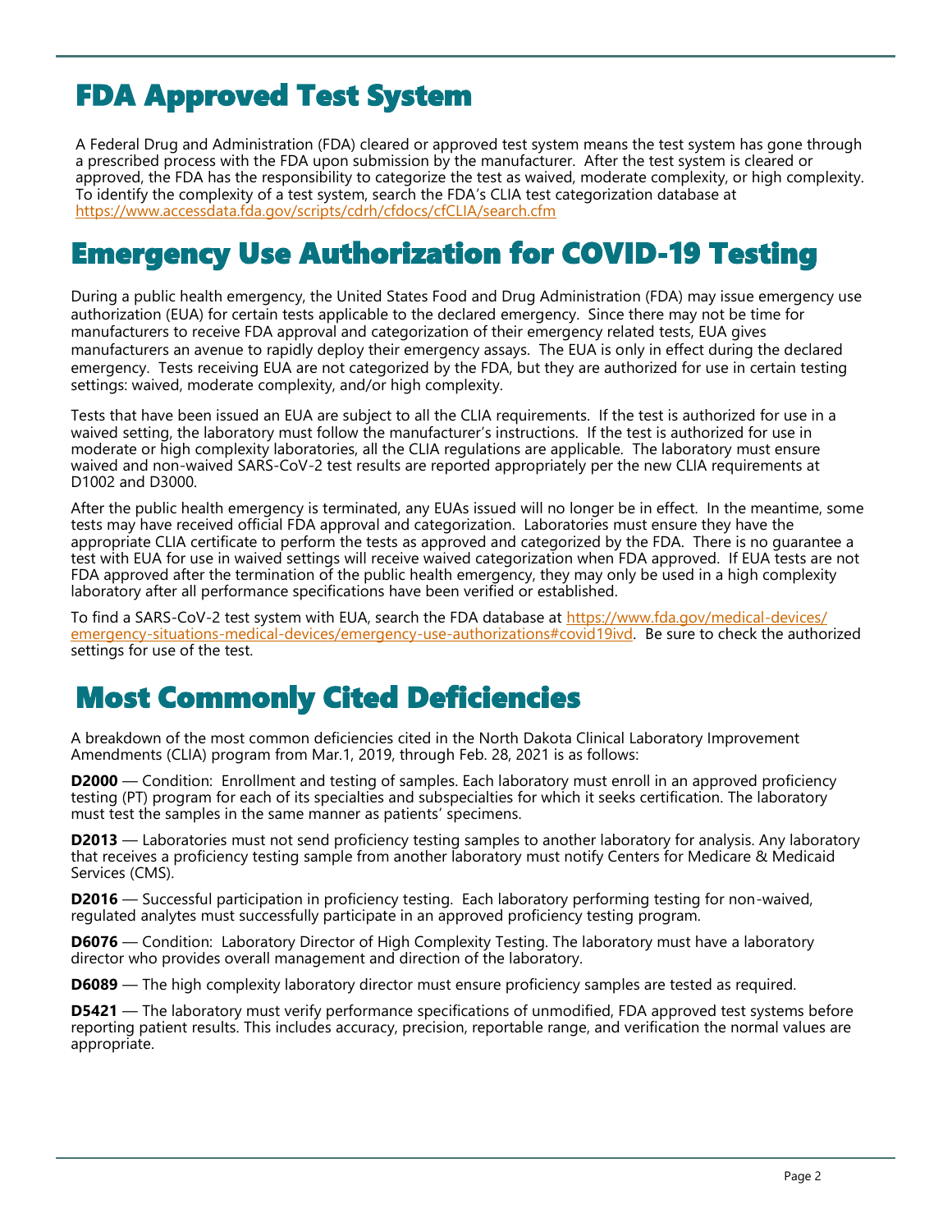# FDA Approved Test System

A Federal Drug and Administration (FDA) cleared or approved test system means the test system has gone through a prescribed process with the FDA upon submission by the manufacturer. After the test system is cleared or approved, the FDA has the responsibility to categorize the test as waived, moderate complexity, or high complexity. To identify the complexity of a test system, search the FDA's CLIA test categorization database at https://www.accessdata.fda.gov/scripts/cdrh/cfdocs/cfCLIA/search.cfm

# Emergency Use Authorization for COVID-19 Testing

During a public health emergency, the United States Food and Drug Administration (FDA) may issue emergency use authorization (EUA) for certain tests applicable to the declared emergency. Since there may not be time for manufacturers to receive FDA approval and categorization of their emergency related tests, EUA gives manufacturers an avenue to rapidly deploy their emergency assays. The EUA is only in effect during the declared emergency. Tests receiving EUA are not categorized by the FDA, but they are authorized for use in certain testing settings: waived, moderate complexity, and/or high complexity.

Tests that have been issued an EUA are subject to all the CLIA requirements. If the test is authorized for use in a waived setting, the laboratory must follow the manufacturer's instructions. If the test is authorized for use in moderate or high complexity laboratories, all the CLIA regulations are applicable. The laboratory must ensure waived and non-waived SARS-CoV-2 test results are reported appropriately per the new CLIA requirements at D1002 and D3000.

After the public health emergency is terminated, any EUAs issued will no longer be in effect. In the meantime, some tests may have received official FDA approval and categorization. Laboratories must ensure they have the appropriate CLIA certificate to perform the tests as approved and categorized by the FDA. There is no guarantee a test with EUA for use in waived settings will receive waived categorization when FDA approved. If EUA tests are not FDA approved after the termination of the public health emergency, they may only be used in a high complexity laboratory after all performance specifications have been verified or established.

To find a SARS-CoV-2 test system with EUA, search the FDA database at https://www.fda.gov/medical-devices/emergency-situations-medical-devices/emergency-use-authorizations#covid19ivd. Be sure to check the authorized settings for use of the test.

# Most Commonly Cited Deficiencies

A breakdown of the most common deficiencies cited in the North Dakota Clinical Laboratory Improvement Amendments (CLIA) program from Mar.1, 2019, through Feb. 28, 2021 is as follows:

**D2000** — Condition: Enrollment and testing of samples. Each laboratory must enroll in an approved proficiency testing (PT) program for each of its specialties and subspecialties for which it seeks certification. The laboratory must test the samples in the same manner as patients' specimens.

**D2013** — Laboratories must not send proficiency testing samples to another laboratory for analysis. Any laboratory that receives a proficiency testing sample from another laboratory must notify Centers for Medicare & Medicaid Services (CMS).

**D2016** — Successful participation in proficiency testing. Each laboratory performing testing for non-waived, regulated analytes must successfully participate in an approved proficiency testing program.

**D6076** — Condition: Laboratory Director of High Complexity Testing. The laboratory must have a laboratory director who provides overall management and direction of the laboratory.

**D6089** — The high complexity laboratory director must ensure proficiency samples are tested as required.

**D5421** — The laboratory must verify performance specifications of unmodified, FDA approved test systems before reporting patient results. This includes accuracy, precision, reportable range, and verification the normal values are appropriate.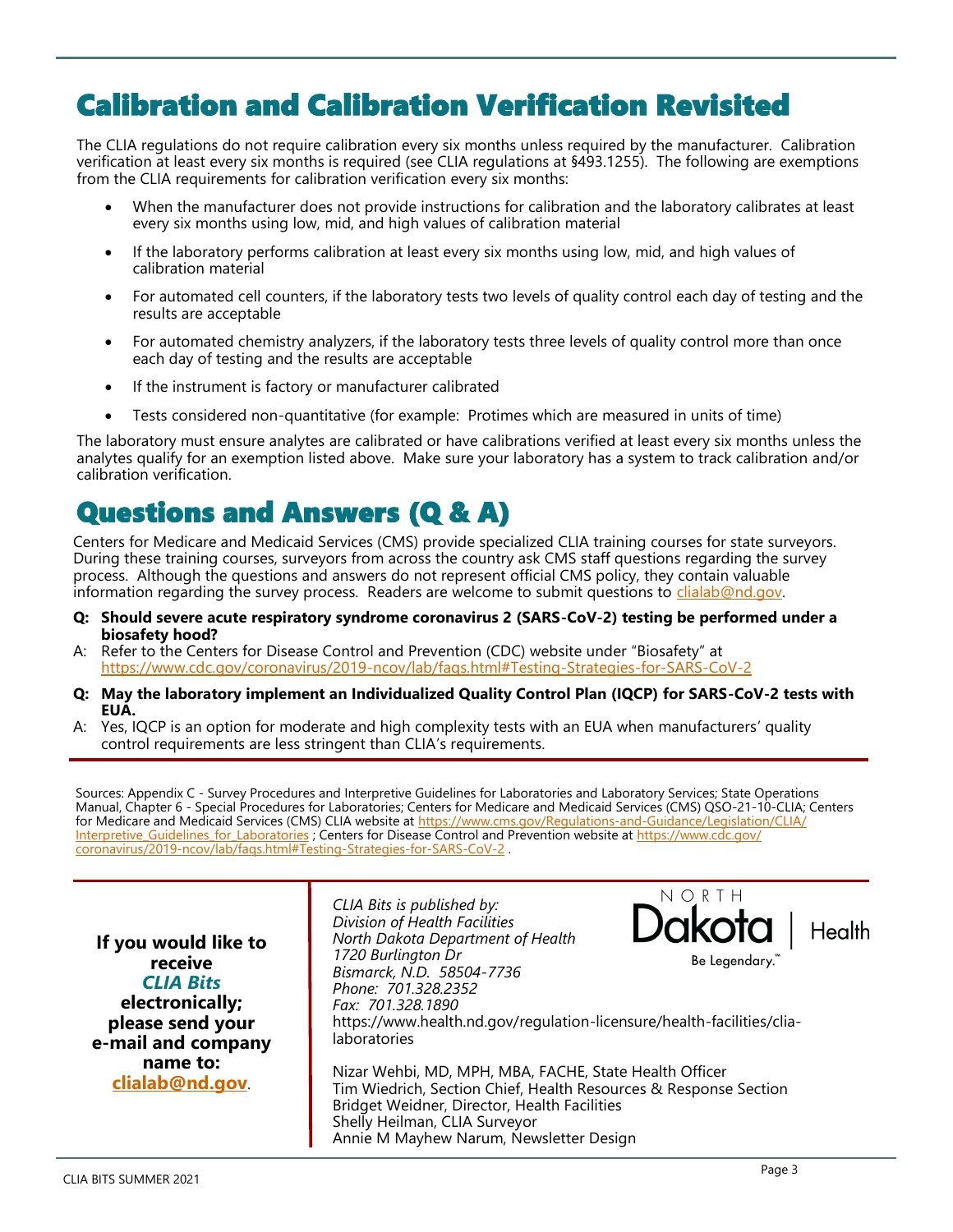# Calibration and Calibration Verification Revisited

The CLIA regulations do not require calibration every six months unless required by the manufacturer. Calibration verification at least every six months is required (see CLIA regulations at §493.1255). The following are exemptions from the CLIA requirements for calibration verification every six months:

- When the manufacturer does not provide instructions for calibration and the laboratory calibrates at least every six months using low, mid, and high values of calibration material
- If the laboratory performs calibration at least every six months using low, mid, and high values of calibration material
- For automated cell counters, if the laboratory tests two levels of quality control each day of testing and the results are acceptable
- For automated chemistry analyzers, if the laboratory tests three levels of quality control more than once each day of testing and the results are acceptable
- If the instrument is factory or manufacturer calibrated
- Tests considered non-quantitative (for example: Protimes which are measured in units of time)

The laboratory must ensure analytes are calibrated or have calibrations verified at least every six months unless the analytes qualify for an exemption listed above. Make sure your laboratory has a system to track calibration and/or calibration verification.

# Questions and Answers (Q & A)

Centers for Medicare and Medicaid Services (CMS) provide specialized CLIA training courses for state surveyors. During these training courses, surveyors from across the country ask CMS staff questions regarding the survey process. Although the questions and answers do not represent official CMS policy, they contain valuable information regarding the survey process. Readers are welcome to submit questions to clialab@nd.gov.

**Q: Should severe acute respiratory syndrome coronavirus 2 (SARS-CoV-2) testing be performed under a biosafety hood?**

A: Refer to the Centers for Disease Control and Prevention (CDC) website under "Biosafety" at https://www.cdc.gov/coronavirus/2019-ncov/lab/faqs.html#Testing-Strategies-for-SARS-CoV-2

**Q: May the laboratory implement an Individualized Quality Control Plan (IQCP) for SARS-CoV-2 tests with EUA.**

A: Yes, IQCP is an option for moderate and high complexity tests with an EUA when manufacturers' quality control requirements are less stringent than CLIA's requirements.

Sources: Appendix C - Survey Procedures and Interpretive Guidelines for Laboratories and Laboratory Services; State Operations Manual, Chapter 6 - Special Procedures for Laboratories; Centers for Medicare and Medicaid Services (CMS) QSO-21-10-CLIA; Centers for Medicare and Medicaid Services (CMS) CLIA website at https://www.cms.gov/Regulations-and-Guidance/Legislation/CLIA/Interpretive_Guidelines_for_Laboratories ; Centers for Disease Control and Prevention website at https://www.cdc.gov/coronavirus/2019-ncov/lab/faqs.html#Testing-Strategies-for-SARS-CoV-2 .

**If you would like to receive *CLIA Bits* electronically; please send your e-mail and company name to: clialab@nd.gov.**

*CLIA Bits is published by:*
*Division of Health Facilities*
*North Dakota Department of Health*
*1720 Burlington Dr*
*Bismarck, N.D. 58504-7736*
*Phone: 701.328.2352*
*Fax: 701.328.1890*
https://www.health.nd.gov/regulation-licensure/health-facilities/clia-laboratories

NORTH Dakota | Health
Be Legendary.™

Nizar Wehbi, MD, MPH, MBA, FACHE, State Health Officer
Tim Wiedrich, Section Chief, Health Resources & Response Section
Bridget Weidner, Director, Health Facilities
Shelly Heilman, CLIA Surveyor
Annie M Mayhew Narum, Newsletter Design